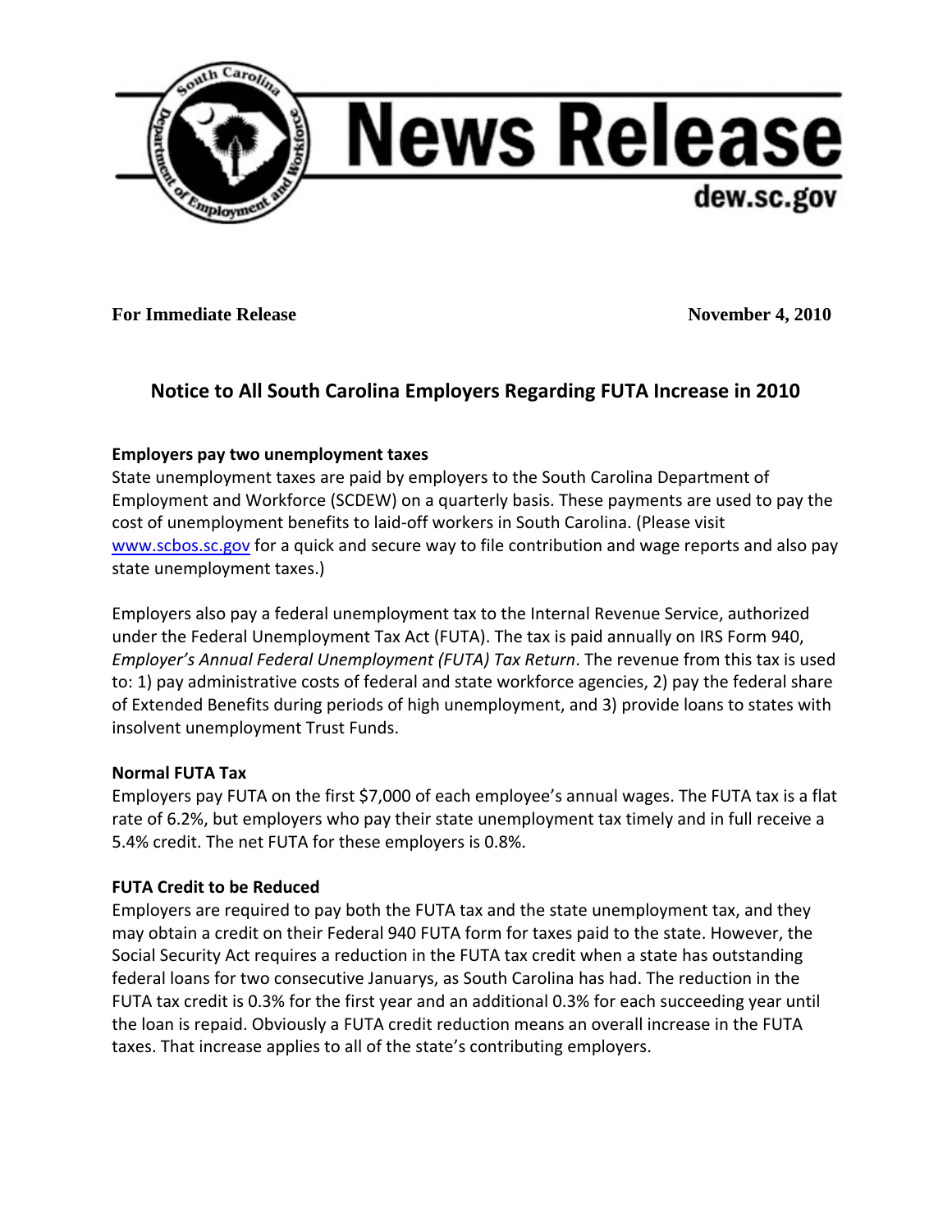# News Release

dew.sc.gov

**For Immediate Release** **November 4, 2010**

## Notice to All South Carolina Employers Regarding FUTA Increase in 2010

### Employers pay two unemployment taxes

State unemployment taxes are paid by employers to the South Carolina Department of Employment and Workforce (SCDEW) on a quarterly basis. These payments are used to pay the cost of unemployment benefits to laid-off workers in South Carolina. (Please visit [www.scbos.sc.gov](www.scbos.sc.gov) for a quick and secure way to file contribution and wage reports and also pay state unemployment taxes.)

Employers also pay a federal unemployment tax to the Internal Revenue Service, authorized under the Federal Unemployment Tax Act (FUTA). The tax is paid annually on IRS Form 940, *Employer's Annual Federal Unemployment (FUTA) Tax Return*. The revenue from this tax is used to: 1) pay administrative costs of federal and state workforce agencies, 2) pay the federal share of Extended Benefits during periods of high unemployment, and 3) provide loans to states with insolvent unemployment Trust Funds.

### Normal FUTA Tax

Employers pay FUTA on the first $7,000 of each employee's annual wages. The FUTA tax is a flat rate of 6.2%, but employers who pay their state unemployment tax timely and in full receive a 5.4% credit. The net FUTA for these employers is 0.8%.

### FUTA Credit to be Reduced

Employers are required to pay both the FUTA tax and the state unemployment tax, and they may obtain a credit on their Federal 940 FUTA form for taxes paid to the state. However, the Social Security Act requires a reduction in the FUTA tax credit when a state has outstanding federal loans for two consecutive Januarys, as South Carolina has had. The reduction in the FUTA tax credit is 0.3% for the first year and an additional 0.3% for each succeeding year until the loan is repaid. Obviously a FUTA credit reduction means an overall increase in the FUTA taxes. That increase applies to all of the state's contributing employers.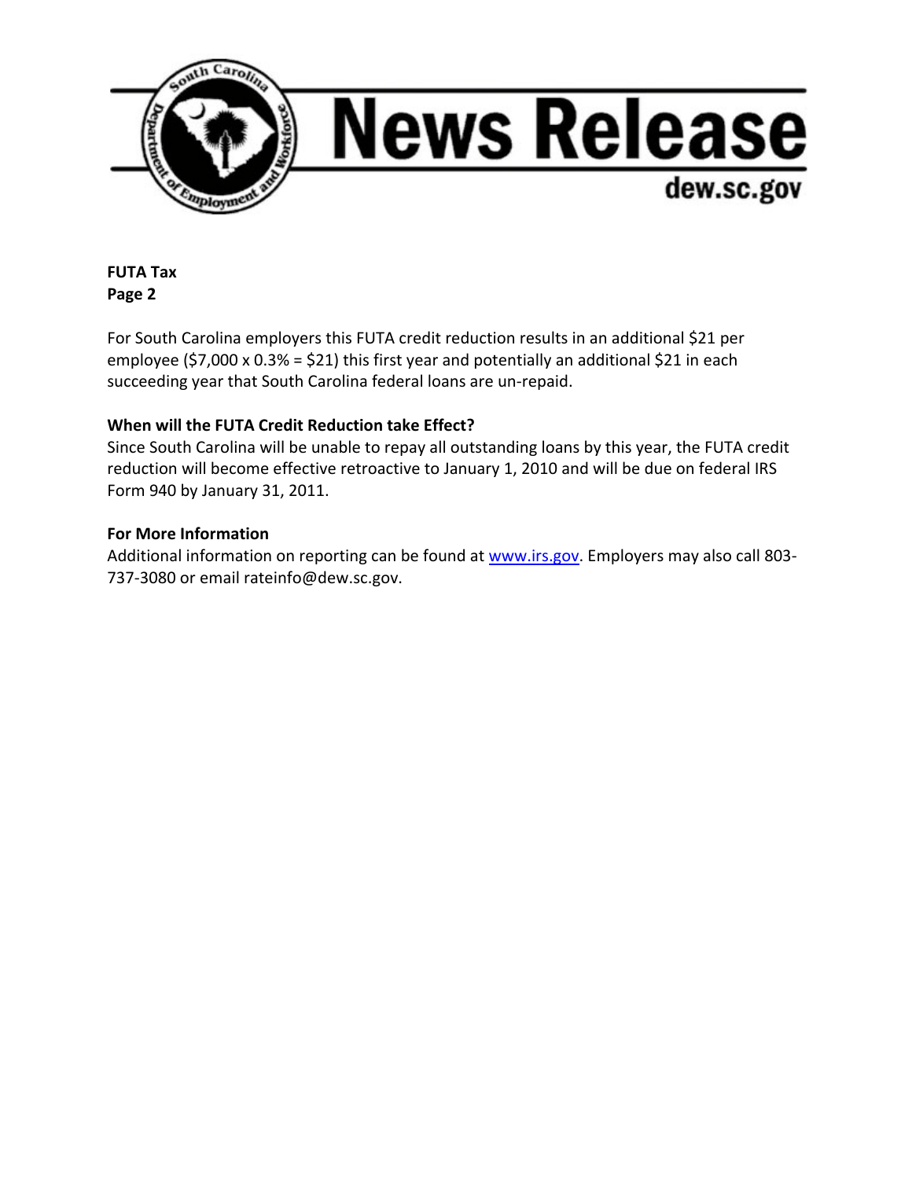**FUTA Tax**
**Page 2**

For South Carolina employers this FUTA credit reduction results in an additional $21 per employee ($7,000 x 0.3% = $21) this first year and potentially an additional $21 in each succeeding year that South Carolina federal loans are un-repaid.

### When will the FUTA Credit Reduction take Effect?

Since South Carolina will be unable to repay all outstanding loans by this year, the FUTA credit reduction will become effective retroactive to January 1, 2010 and will be due on federal IRS Form 940 by January 31, 2011.

### For More Information

Additional information on reporting can be found at www.irs.gov. Employers may also call 803-737-3080 or email rateinfo@dew.sc.gov.